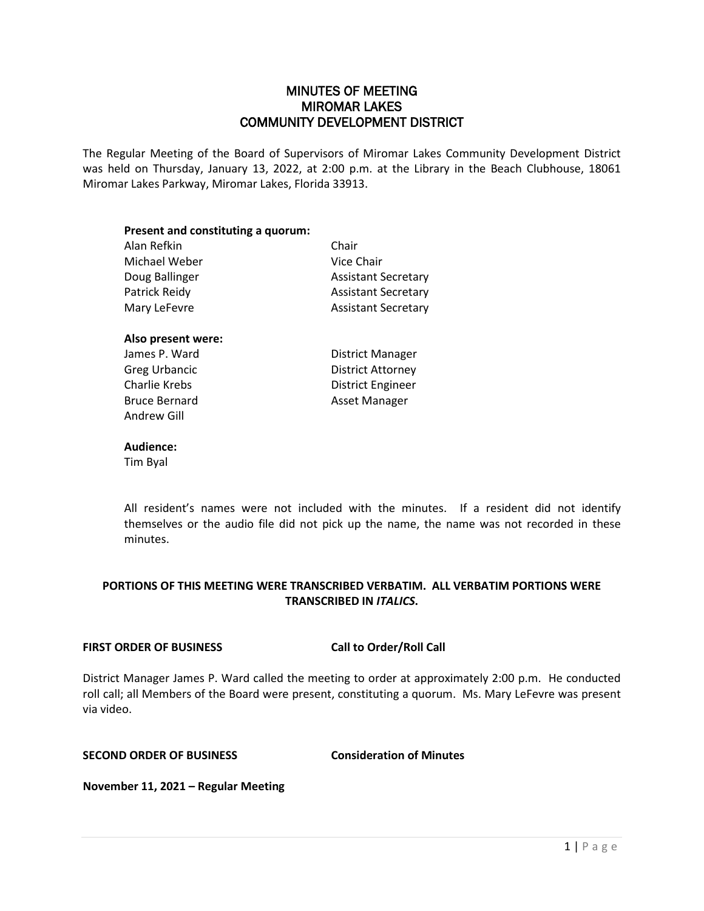# MINUTES OF MEETING
# MIROMAR LAKES
# COMMUNITY DEVELOPMENT DISTRICT

The Regular Meeting of the Board of Supervisors of Miromar Lakes Community Development District was held on Thursday, January 13, 2022, at 2:00 p.m. at the Library in the Beach Clubhouse, 18061 Miromar Lakes Parkway, Miromar Lakes, Florida 33913.

**Present and constituting a quorum:**

| | |
|---|---|
| Alan Refkin | Chair |
| Michael Weber | Vice Chair |
| Doug Ballinger | Assistant Secretary |
| Patrick Reidy | Assistant Secretary |
| Mary LeFevre | Assistant Secretary |

**Also present were:**

| | |
|---|---|
| James P. Ward | District Manager |
| Greg Urbancic | District Attorney |
| Charlie Krebs | District Engineer |
| Bruce Bernard | Asset Manager |
| Andrew Gill | |

**Audience:**

Tim Byal

All resident's names were not included with the minutes. If a resident did not identify themselves or the audio file did not pick up the name, the name was not recorded in these minutes.

**PORTIONS OF THIS MEETING WERE TRANSCRIBED VERBATIM. ALL VERBATIM PORTIONS WERE TRANSCRIBED IN *ITALICS*.**

**FIRST ORDER OF BUSINESS** **Call to Order/Roll Call**

District Manager James P. Ward called the meeting to order at approximately 2:00 p.m. He conducted roll call; all Members of the Board were present, constituting a quorum. Ms. Mary LeFevre was present via video.

**SECOND ORDER OF BUSINESS** **Consideration of Minutes**

**November 11, 2021 – Regular Meeting**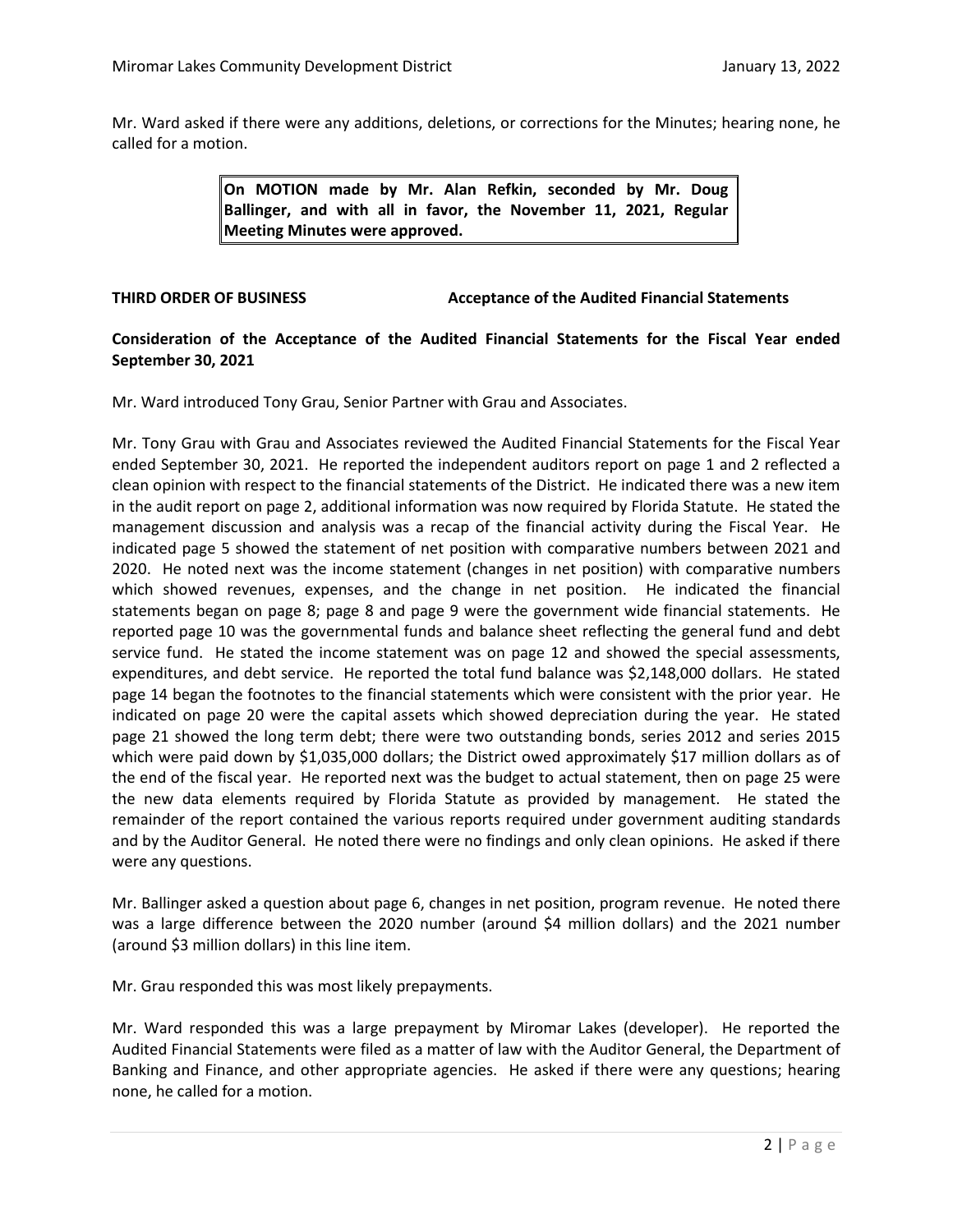Mr. Ward asked if there were any additions, deletions, or corrections for the Minutes; hearing none, he called for a motion.

> **On MOTION made by Mr. Alan Refkin, seconded by Mr. Doug Ballinger, and with all in favor, the November 11, 2021, Regular Meeting Minutes were approved.**

**THIRD ORDER OF BUSINESS** **Acceptance of the Audited Financial Statements**

**Consideration of the Acceptance of the Audited Financial Statements for the Fiscal Year ended September 30, 2021**

Mr. Ward introduced Tony Grau, Senior Partner with Grau and Associates.

Mr. Tony Grau with Grau and Associates reviewed the Audited Financial Statements for the Fiscal Year ended September 30, 2021. He reported the independent auditors report on page 1 and 2 reflected a clean opinion with respect to the financial statements of the District. He indicated there was a new item in the audit report on page 2, additional information was now required by Florida Statute. He stated the management discussion and analysis was a recap of the financial activity during the Fiscal Year. He indicated page 5 showed the statement of net position with comparative numbers between 2021 and 2020. He noted next was the income statement (changes in net position) with comparative numbers which showed revenues, expenses, and the change in net position. He indicated the financial statements began on page 8; page 8 and page 9 were the government wide financial statements. He reported page 10 was the governmental funds and balance sheet reflecting the general fund and debt service fund. He stated the income statement was on page 12 and showed the special assessments, expenditures, and debt service. He reported the total fund balance was $2,148,000 dollars. He stated page 14 began the footnotes to the financial statements which were consistent with the prior year. He indicated on page 20 were the capital assets which showed depreciation during the year. He stated page 21 showed the long term debt; there were two outstanding bonds, series 2012 and series 2015 which were paid down by $1,035,000 dollars; the District owed approximately $17 million dollars as of the end of the fiscal year. He reported next was the budget to actual statement, then on page 25 were the new data elements required by Florida Statute as provided by management. He stated the remainder of the report contained the various reports required under government auditing standards and by the Auditor General. He noted there were no findings and only clean opinions. He asked if there were any questions.

Mr. Ballinger asked a question about page 6, changes in net position, program revenue. He noted there was a large difference between the 2020 number (around $4 million dollars) and the 2021 number (around $3 million dollars) in this line item.

Mr. Grau responded this was most likely prepayments.

Mr. Ward responded this was a large prepayment by Miromar Lakes (developer). He reported the Audited Financial Statements were filed as a matter of law with the Auditor General, the Department of Banking and Finance, and other appropriate agencies. He asked if there were any questions; hearing none, he called for a motion.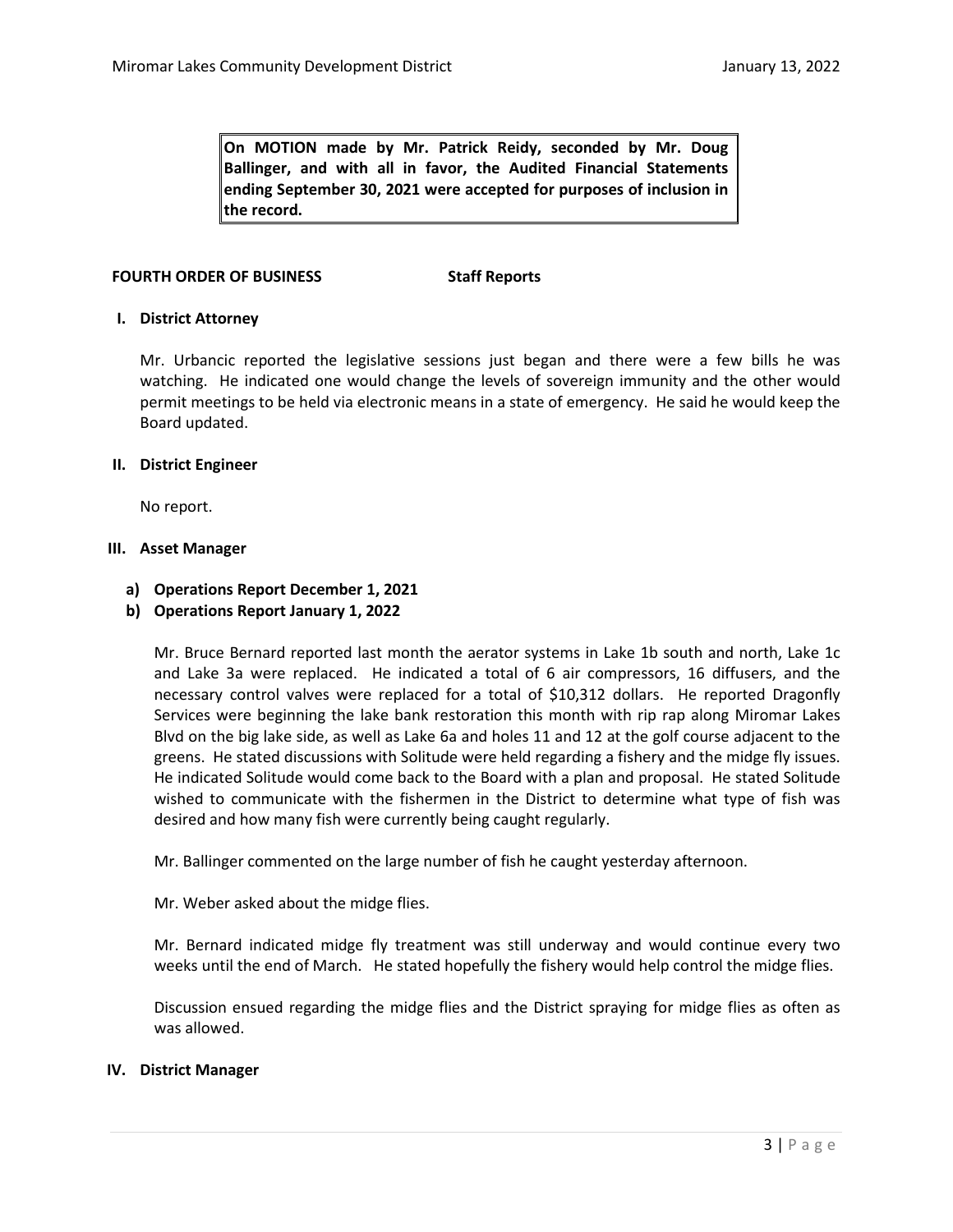**On MOTION made by Mr. Patrick Reidy, seconded by Mr. Doug Ballinger, and with all in favor, the Audited Financial Statements ending September 30, 2021 were accepted for purposes of inclusion in the record.**

## FOURTH ORDER OF BUSINESS Staff Reports

### I. District Attorney

Mr. Urbancic reported the legislative sessions just began and there were a few bills he was watching. He indicated one would change the levels of sovereign immunity and the other would permit meetings to be held via electronic means in a state of emergency. He said he would keep the Board updated.

### II. District Engineer

No report.

### III. Asset Manager

**a) Operations Report December 1, 2021**

**b) Operations Report January 1, 2022**

Mr. Bruce Bernard reported last month the aerator systems in Lake 1b south and north, Lake 1c and Lake 3a were replaced. He indicated a total of 6 air compressors, 16 diffusers, and the necessary control valves were replaced for a total of $10,312 dollars. He reported Dragonfly Services were beginning the lake bank restoration this month with rip rap along Miromar Lakes Blvd on the big lake side, as well as Lake 6a and holes 11 and 12 at the golf course adjacent to the greens. He stated discussions with Solitude were held regarding a fishery and the midge fly issues. He indicated Solitude would come back to the Board with a plan and proposal. He stated Solitude wished to communicate with the fishermen in the District to determine what type of fish was desired and how many fish were currently being caught regularly.

Mr. Ballinger commented on the large number of fish he caught yesterday afternoon.

Mr. Weber asked about the midge flies.

Mr. Bernard indicated midge fly treatment was still underway and would continue every two weeks until the end of March. He stated hopefully the fishery would help control the midge flies.

Discussion ensued regarding the midge flies and the District spraying for midge flies as often as was allowed.

### IV. District Manager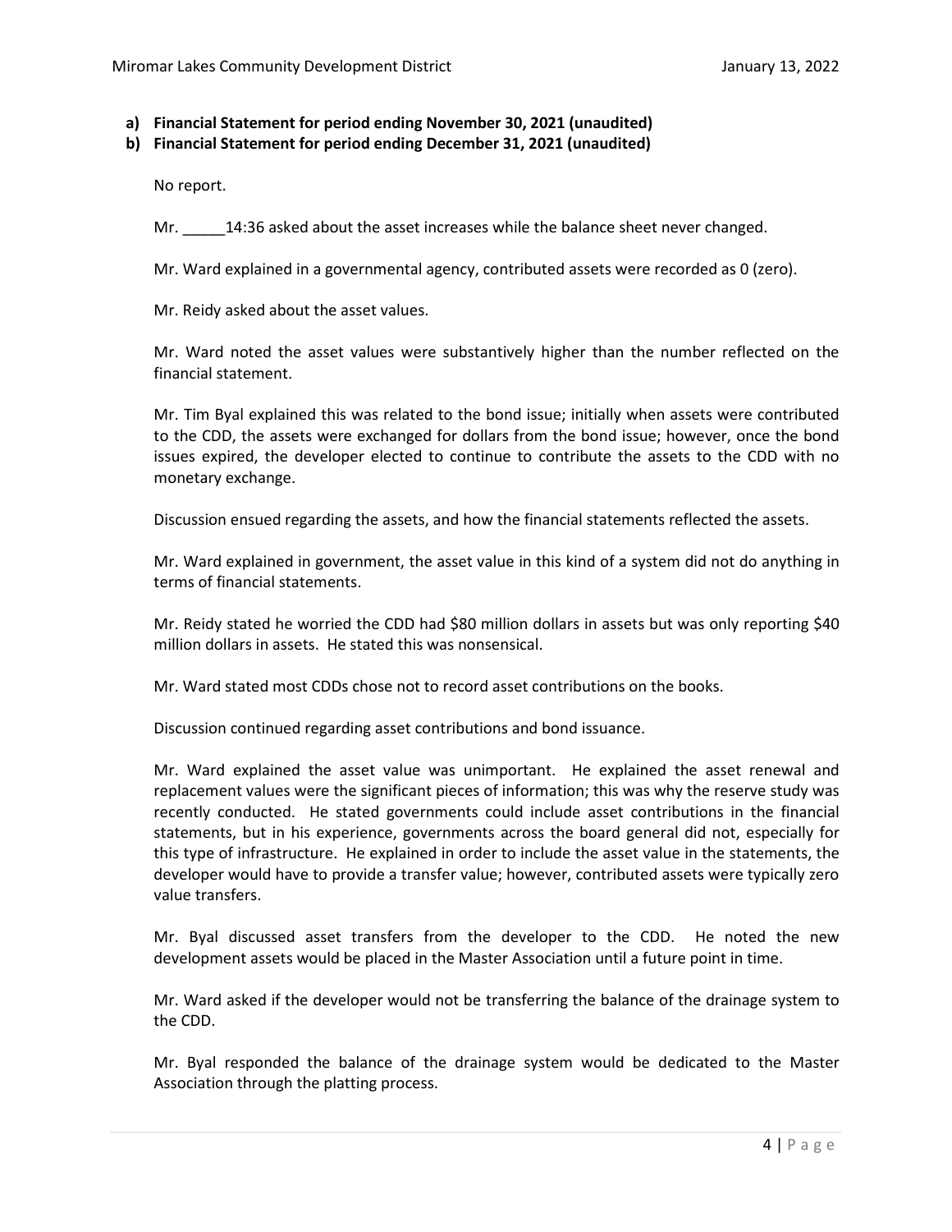**a) Financial Statement for period ending November 30, 2021 (unaudited)**

**b) Financial Statement for period ending December 31, 2021 (unaudited)**

No report.

Mr. _____14:36 asked about the asset increases while the balance sheet never changed.

Mr. Ward explained in a governmental agency, contributed assets were recorded as 0 (zero).

Mr. Reidy asked about the asset values.

Mr. Ward noted the asset values were substantively higher than the number reflected on the financial statement.

Mr. Tim Byal explained this was related to the bond issue; initially when assets were contributed to the CDD, the assets were exchanged for dollars from the bond issue; however, once the bond issues expired, the developer elected to continue to contribute the assets to the CDD with no monetary exchange.

Discussion ensued regarding the assets, and how the financial statements reflected the assets.

Mr. Ward explained in government, the asset value in this kind of a system did not do anything in terms of financial statements.

Mr. Reidy stated he worried the CDD had $80 million dollars in assets but was only reporting $40 million dollars in assets. He stated this was nonsensical.

Mr. Ward stated most CDDs chose not to record asset contributions on the books.

Discussion continued regarding asset contributions and bond issuance.

Mr. Ward explained the asset value was unimportant. He explained the asset renewal and replacement values were the significant pieces of information; this was why the reserve study was recently conducted. He stated governments could include asset contributions in the financial statements, but in his experience, governments across the board general did not, especially for this type of infrastructure. He explained in order to include the asset value in the statements, the developer would have to provide a transfer value; however, contributed assets were typically zero value transfers.

Mr. Byal discussed asset transfers from the developer to the CDD. He noted the new development assets would be placed in the Master Association until a future point in time.

Mr. Ward asked if the developer would not be transferring the balance of the drainage system to the CDD.

Mr. Byal responded the balance of the drainage system would be dedicated to the Master Association through the platting process.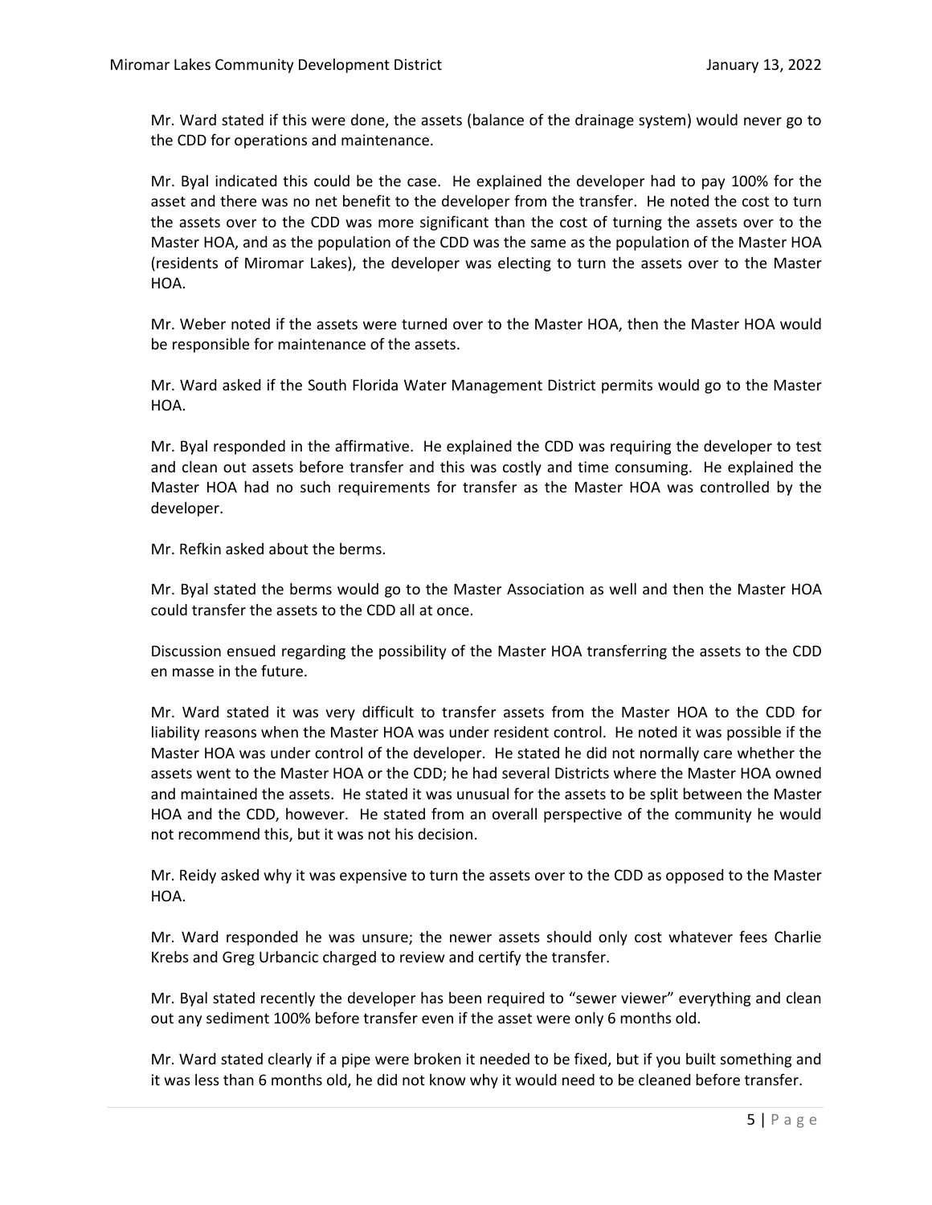Mr. Ward stated if this were done, the assets (balance of the drainage system) would never go to the CDD for operations and maintenance.

Mr. Byal indicated this could be the case. He explained the developer had to pay 100% for the asset and there was no net benefit to the developer from the transfer. He noted the cost to turn the assets over to the CDD was more significant than the cost of turning the assets over to the Master HOA, and as the population of the CDD was the same as the population of the Master HOA (residents of Miromar Lakes), the developer was electing to turn the assets over to the Master HOA.

Mr. Weber noted if the assets were turned over to the Master HOA, then the Master HOA would be responsible for maintenance of the assets.

Mr. Ward asked if the South Florida Water Management District permits would go to the Master HOA.

Mr. Byal responded in the affirmative. He explained the CDD was requiring the developer to test and clean out assets before transfer and this was costly and time consuming. He explained the Master HOA had no such requirements for transfer as the Master HOA was controlled by the developer.

Mr. Refkin asked about the berms.

Mr. Byal stated the berms would go to the Master Association as well and then the Master HOA could transfer the assets to the CDD all at once.

Discussion ensued regarding the possibility of the Master HOA transferring the assets to the CDD en masse in the future.

Mr. Ward stated it was very difficult to transfer assets from the Master HOA to the CDD for liability reasons when the Master HOA was under resident control. He noted it was possible if the Master HOA was under control of the developer. He stated he did not normally care whether the assets went to the Master HOA or the CDD; he had several Districts where the Master HOA owned and maintained the assets. He stated it was unusual for the assets to be split between the Master HOA and the CDD, however. He stated from an overall perspective of the community he would not recommend this, but it was not his decision.

Mr. Reidy asked why it was expensive to turn the assets over to the CDD as opposed to the Master HOA.

Mr. Ward responded he was unsure; the newer assets should only cost whatever fees Charlie Krebs and Greg Urbancic charged to review and certify the transfer.

Mr. Byal stated recently the developer has been required to "sewer viewer" everything and clean out any sediment 100% before transfer even if the asset were only 6 months old.

Mr. Ward stated clearly if a pipe were broken it needed to be fixed, but if you built something and it was less than 6 months old, he did not know why it would need to be cleaned before transfer.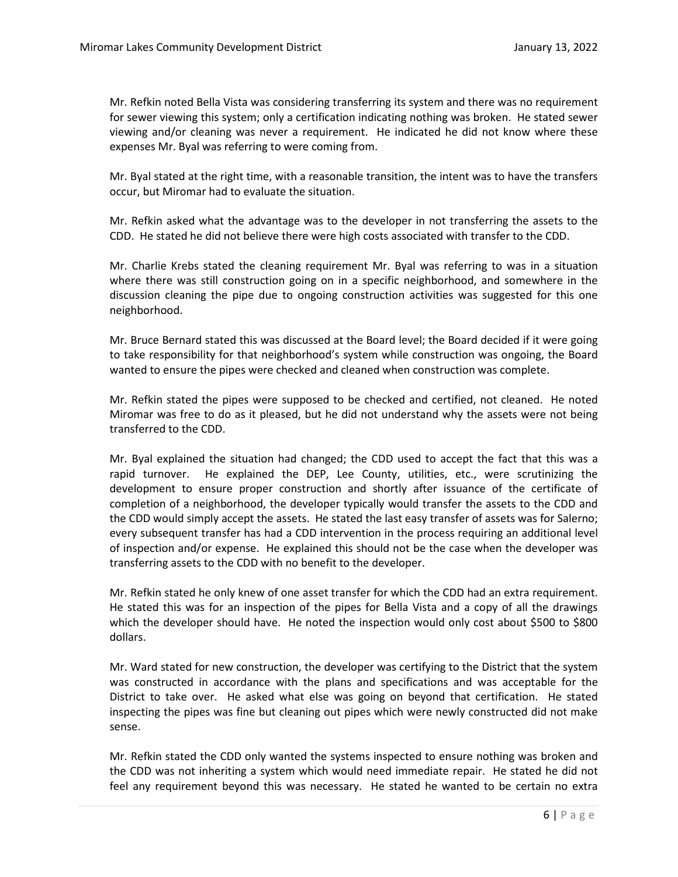Mr. Refkin noted Bella Vista was considering transferring its system and there was no requirement for sewer viewing this system; only a certification indicating nothing was broken. He stated sewer viewing and/or cleaning was never a requirement. He indicated he did not know where these expenses Mr. Byal was referring to were coming from.

Mr. Byal stated at the right time, with a reasonable transition, the intent was to have the transfers occur, but Miromar had to evaluate the situation.

Mr. Refkin asked what the advantage was to the developer in not transferring the assets to the CDD. He stated he did not believe there were high costs associated with transfer to the CDD.

Mr. Charlie Krebs stated the cleaning requirement Mr. Byal was referring to was in a situation where there was still construction going on in a specific neighborhood, and somewhere in the discussion cleaning the pipe due to ongoing construction activities was suggested for this one neighborhood.

Mr. Bruce Bernard stated this was discussed at the Board level; the Board decided if it were going to take responsibility for that neighborhood's system while construction was ongoing, the Board wanted to ensure the pipes were checked and cleaned when construction was complete.

Mr. Refkin stated the pipes were supposed to be checked and certified, not cleaned. He noted Miromar was free to do as it pleased, but he did not understand why the assets were not being transferred to the CDD.

Mr. Byal explained the situation had changed; the CDD used to accept the fact that this was a rapid turnover. He explained the DEP, Lee County, utilities, etc., were scrutinizing the development to ensure proper construction and shortly after issuance of the certificate of completion of a neighborhood, the developer typically would transfer the assets to the CDD and the CDD would simply accept the assets. He stated the last easy transfer of assets was for Salerno; every subsequent transfer has had a CDD intervention in the process requiring an additional level of inspection and/or expense. He explained this should not be the case when the developer was transferring assets to the CDD with no benefit to the developer.

Mr. Refkin stated he only knew of one asset transfer for which the CDD had an extra requirement. He stated this was for an inspection of the pipes for Bella Vista and a copy of all the drawings which the developer should have. He noted the inspection would only cost about $500 to $800 dollars.

Mr. Ward stated for new construction, the developer was certifying to the District that the system was constructed in accordance with the plans and specifications and was acceptable for the District to take over. He asked what else was going on beyond that certification. He stated inspecting the pipes was fine but cleaning out pipes which were newly constructed did not make sense.

Mr. Refkin stated the CDD only wanted the systems inspected to ensure nothing was broken and the CDD was not inheriting a system which would need immediate repair. He stated he did not feel any requirement beyond this was necessary. He stated he wanted to be certain no extra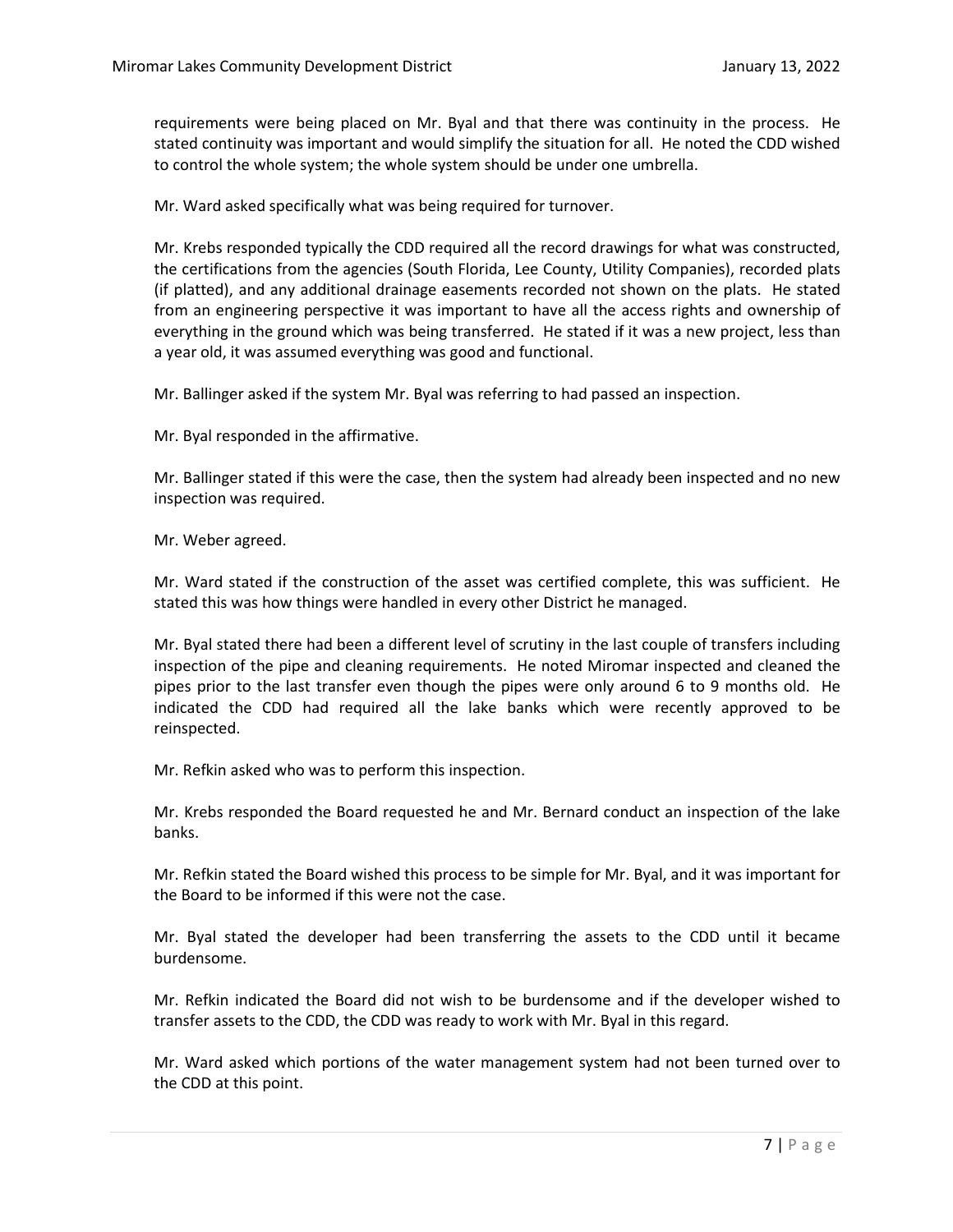requirements were being placed on Mr. Byal and that there was continuity in the process. He stated continuity was important and would simplify the situation for all. He noted the CDD wished to control the whole system; the whole system should be under one umbrella.

Mr. Ward asked specifically what was being required for turnover.

Mr. Krebs responded typically the CDD required all the record drawings for what was constructed, the certifications from the agencies (South Florida, Lee County, Utility Companies), recorded plats (if platted), and any additional drainage easements recorded not shown on the plats. He stated from an engineering perspective it was important to have all the access rights and ownership of everything in the ground which was being transferred. He stated if it was a new project, less than a year old, it was assumed everything was good and functional.

Mr. Ballinger asked if the system Mr. Byal was referring to had passed an inspection.

Mr. Byal responded in the affirmative.

Mr. Ballinger stated if this were the case, then the system had already been inspected and no new inspection was required.

Mr. Weber agreed.

Mr. Ward stated if the construction of the asset was certified complete, this was sufficient. He stated this was how things were handled in every other District he managed.

Mr. Byal stated there had been a different level of scrutiny in the last couple of transfers including inspection of the pipe and cleaning requirements. He noted Miromar inspected and cleaned the pipes prior to the last transfer even though the pipes were only around 6 to 9 months old. He indicated the CDD had required all the lake banks which were recently approved to be reinspected.

Mr. Refkin asked who was to perform this inspection.

Mr. Krebs responded the Board requested he and Mr. Bernard conduct an inspection of the lake banks.

Mr. Refkin stated the Board wished this process to be simple for Mr. Byal, and it was important for the Board to be informed if this were not the case.

Mr. Byal stated the developer had been transferring the assets to the CDD until it became burdensome.

Mr. Refkin indicated the Board did not wish to be burdensome and if the developer wished to transfer assets to the CDD, the CDD was ready to work with Mr. Byal in this regard.

Mr. Ward asked which portions of the water management system had not been turned over to the CDD at this point.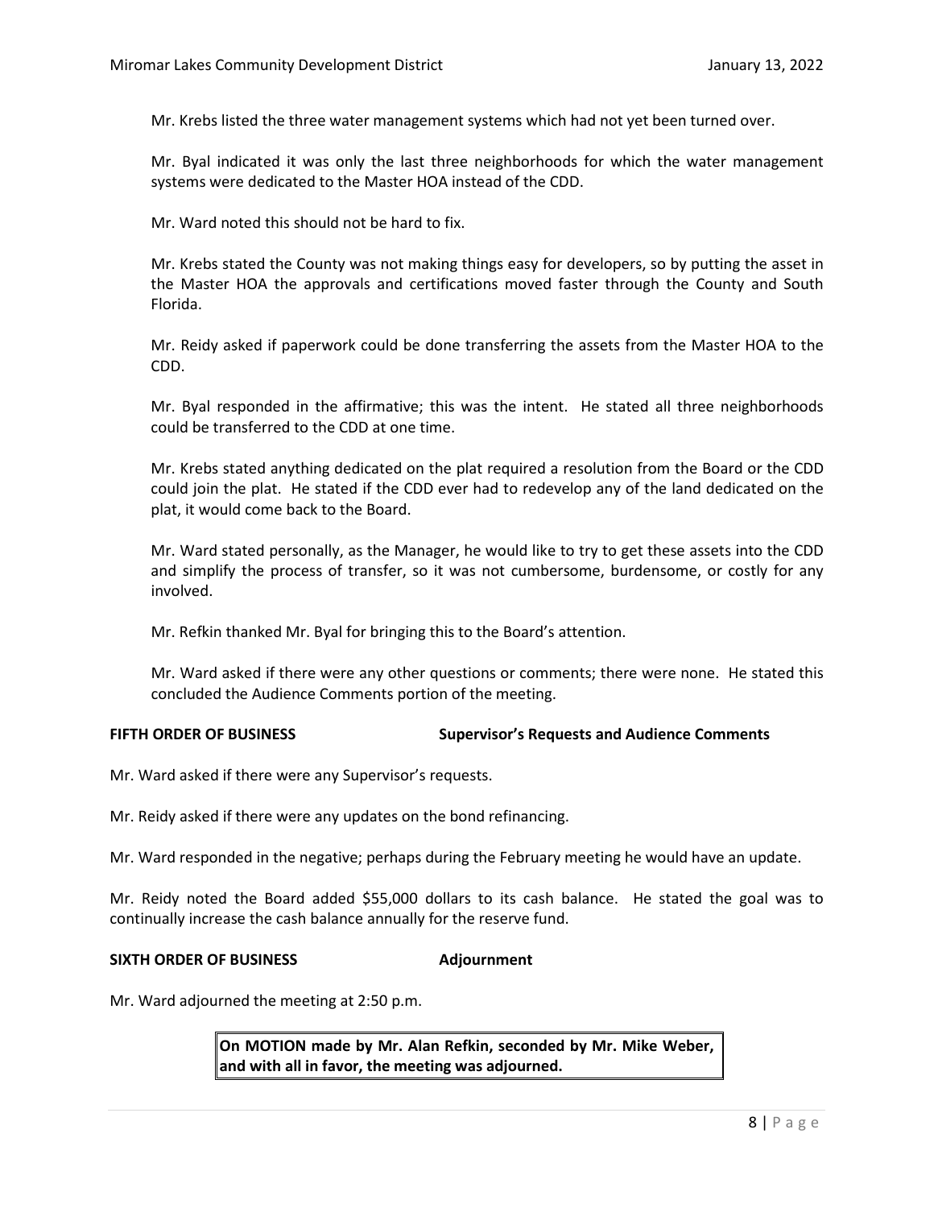Mr. Krebs listed the three water management systems which had not yet been turned over.

Mr. Byal indicated it was only the last three neighborhoods for which the water management systems were dedicated to the Master HOA instead of the CDD.

Mr. Ward noted this should not be hard to fix.

Mr. Krebs stated the County was not making things easy for developers, so by putting the asset in the Master HOA the approvals and certifications moved faster through the County and South Florida.

Mr. Reidy asked if paperwork could be done transferring the assets from the Master HOA to the CDD.

Mr. Byal responded in the affirmative; this was the intent. He stated all three neighborhoods could be transferred to the CDD at one time.

Mr. Krebs stated anything dedicated on the plat required a resolution from the Board or the CDD could join the plat. He stated if the CDD ever had to redevelop any of the land dedicated on the plat, it would come back to the Board.

Mr. Ward stated personally, as the Manager, he would like to try to get these assets into the CDD and simplify the process of transfer, so it was not cumbersome, burdensome, or costly for any involved.

Mr. Refkin thanked Mr. Byal for bringing this to the Board's attention.

Mr. Ward asked if there were any other questions or comments; there were none. He stated this concluded the Audience Comments portion of the meeting.

**FIFTH ORDER OF BUSINESS** **Supervisor's Requests and Audience Comments**

Mr. Ward asked if there were any Supervisor's requests.

Mr. Reidy asked if there were any updates on the bond refinancing.

Mr. Ward responded in the negative; perhaps during the February meeting he would have an update.

Mr. Reidy noted the Board added $55,000 dollars to its cash balance. He stated the goal was to continually increase the cash balance annually for the reserve fund.

**SIXTH ORDER OF BUSINESS** **Adjournment**

Mr. Ward adjourned the meeting at 2:50 p.m.

**On MOTION made by Mr. Alan Refkin, seconded by Mr. Mike Weber, and with all in favor, the meeting was adjourned.**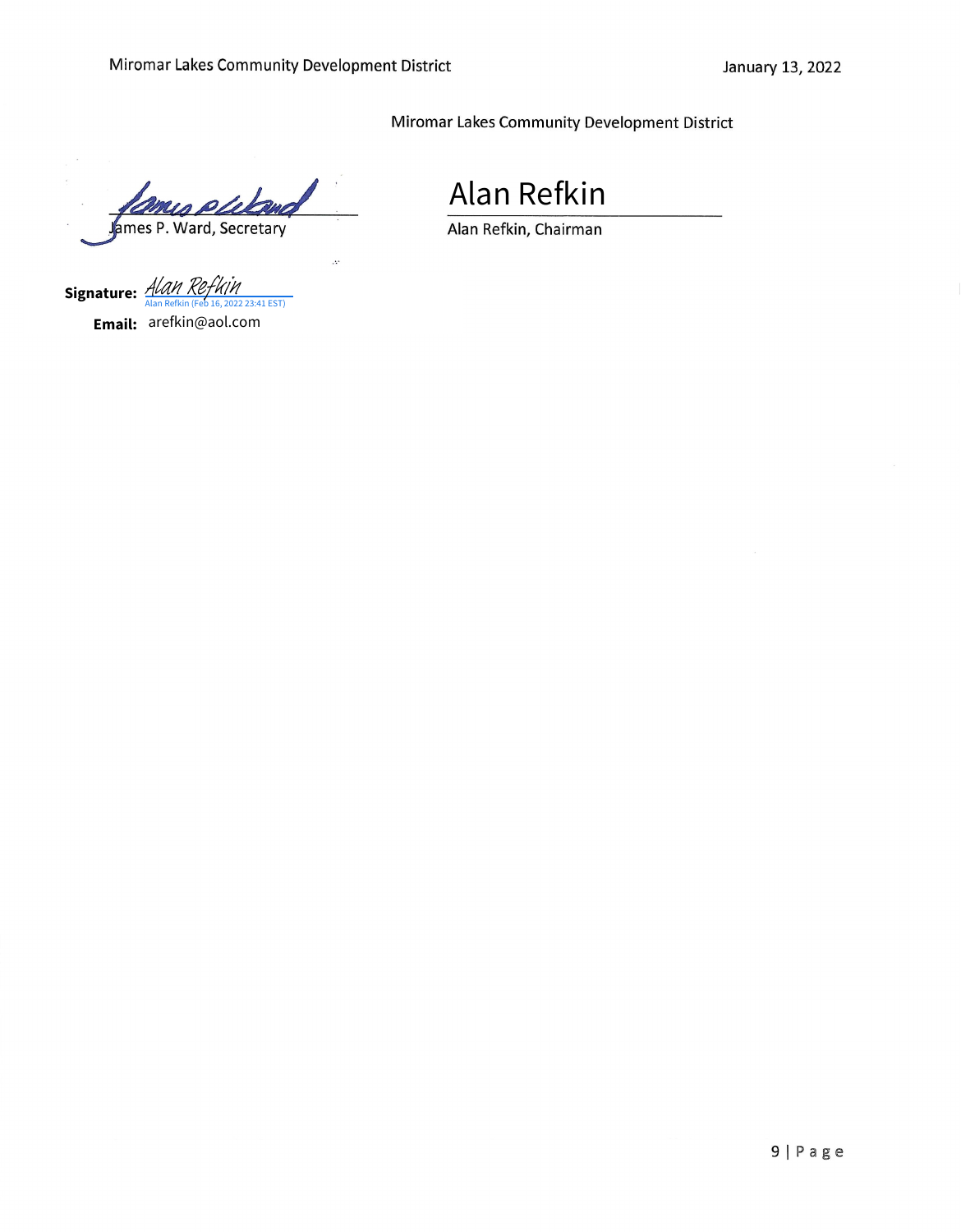Miromar Lakes Community Development District

James P. Ward, Secretary

Alan Refkin

Alan Refkin, Chairman

**Signature:** Alan Refkin
Alan Refkin (Feb 16, 2022 23:41 EST)

**Email:** arefkin@aol.com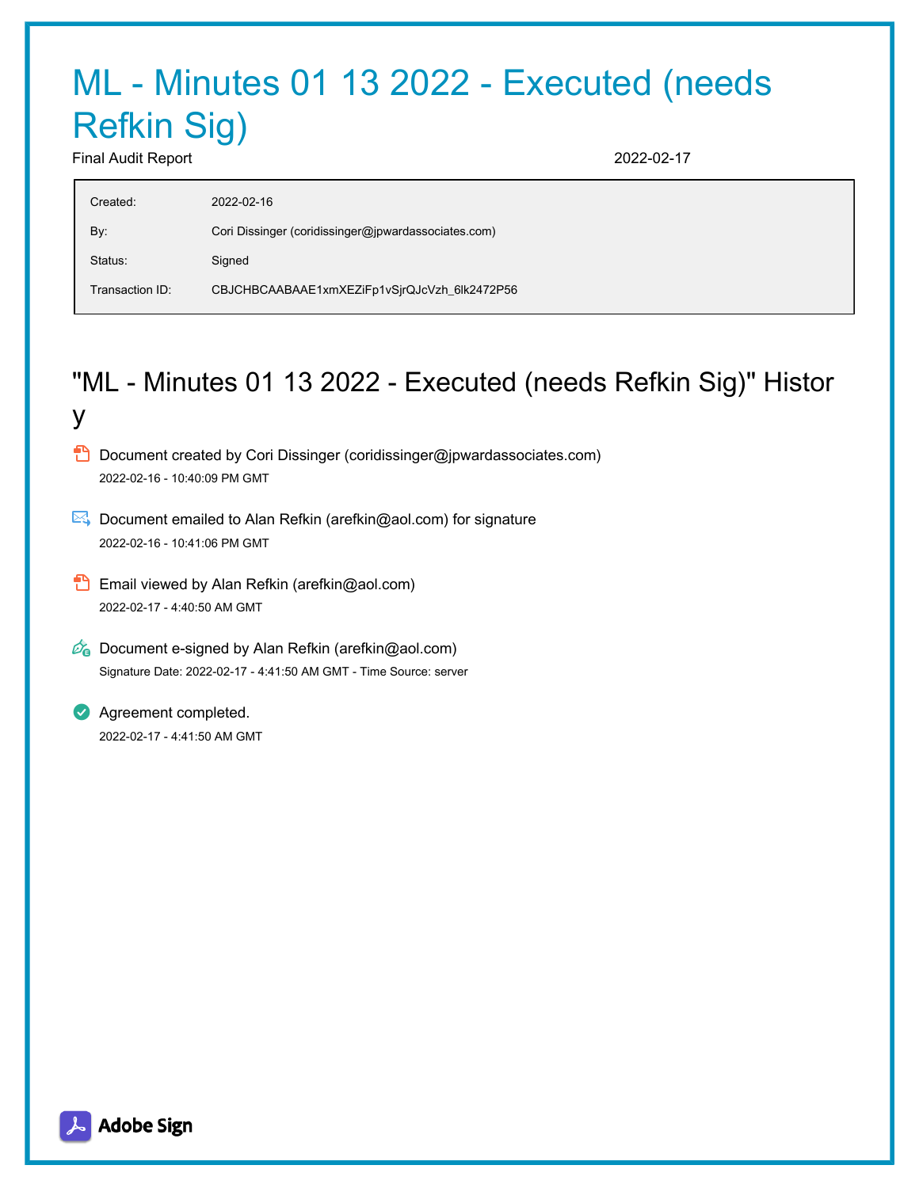# ML - Minutes 01 13 2022 - Executed (needs Refkin Sig)

Final Audit Report 2022-02-17

| | |
|---|---|
| Created: | 2022-02-16 |
| By: | Cori Dissinger (coridissinger@jpwardassociates.com) |
| Status: | Signed |
| Transaction ID: | CBJCHBCAABAAE1xmXEZiFp1vSjrQJcVzh_6lk2472P56 |

## "ML - Minutes 01 13 2022 - Executed (needs Refkin Sig)" History

- Document created by Cori Dissinger (coridissinger@jpwardassociates.com)
  2022-02-16 - 10:40:09 PM GMT
- Document emailed to Alan Refkin (arefkin@aol.com) for signature
  2022-02-16 - 10:41:06 PM GMT
- Email viewed by Alan Refkin (arefkin@aol.com)
  2022-02-17 - 4:40:50 AM GMT
- Document e-signed by Alan Refkin (arefkin@aol.com)
  Signature Date: 2022-02-17 - 4:41:50 AM GMT - Time Source: server
- Agreement completed.
  2022-02-17 - 4:41:50 AM GMT

Adobe Sign